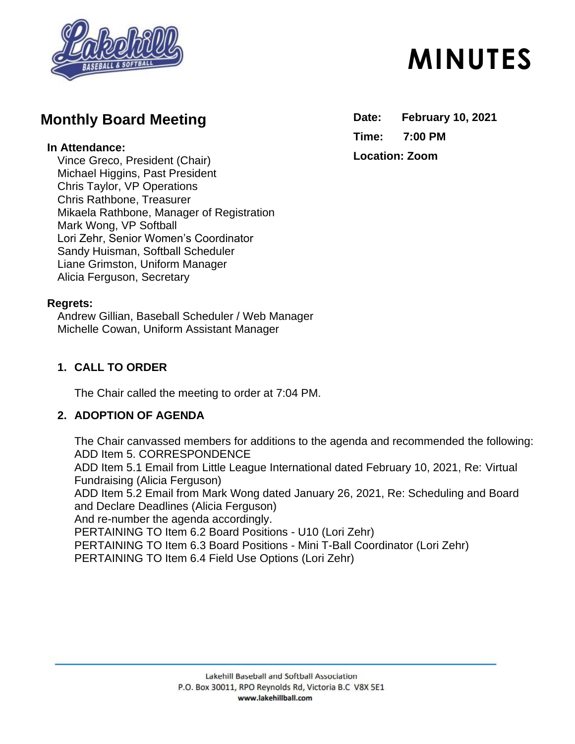# MINUTES

## Monthly Board Meeting

**Date:** February 10, 2021

**Time:** 7:00 PM

**Location:** Zoom

**In Attendance:**

Vince Greco, President (Chair)
Michael Higgins, Past President
Chris Taylor, VP Operations
Chris Rathbone, Treasurer
Mikaela Rathbone, Manager of Registration
Mark Wong, VP Softball
Lori Zehr, Senior Women's Coordinator
Sandy Huisman, Softball Scheduler
Liane Grimston, Uniform Manager
Alicia Ferguson, Secretary

**Regrets:**

Andrew Gillian, Baseball Scheduler / Web Manager
Michelle Cowan, Uniform Assistant Manager

### 1. CALL TO ORDER

The Chair called the meeting to order at 7:04 PM.

### 2. ADOPTION OF AGENDA

The Chair canvassed members for additions to the agenda and recommended the following:
ADD Item 5. CORRESPONDENCE
ADD Item 5.1 Email from Little League International dated February 10, 2021, Re: Virtual Fundraising (Alicia Ferguson)
ADD Item 5.2 Email from Mark Wong dated January 26, 2021, Re: Scheduling and Board and Declare Deadlines (Alicia Ferguson)
And re-number the agenda accordingly.
PERTAINING TO Item 6.2 Board Positions - U10 (Lori Zehr)
PERTAINING TO Item 6.3 Board Positions - Mini T-Ball Coordinator (Lori Zehr)
PERTAINING TO Item 6.4 Field Use Options (Lori Zehr)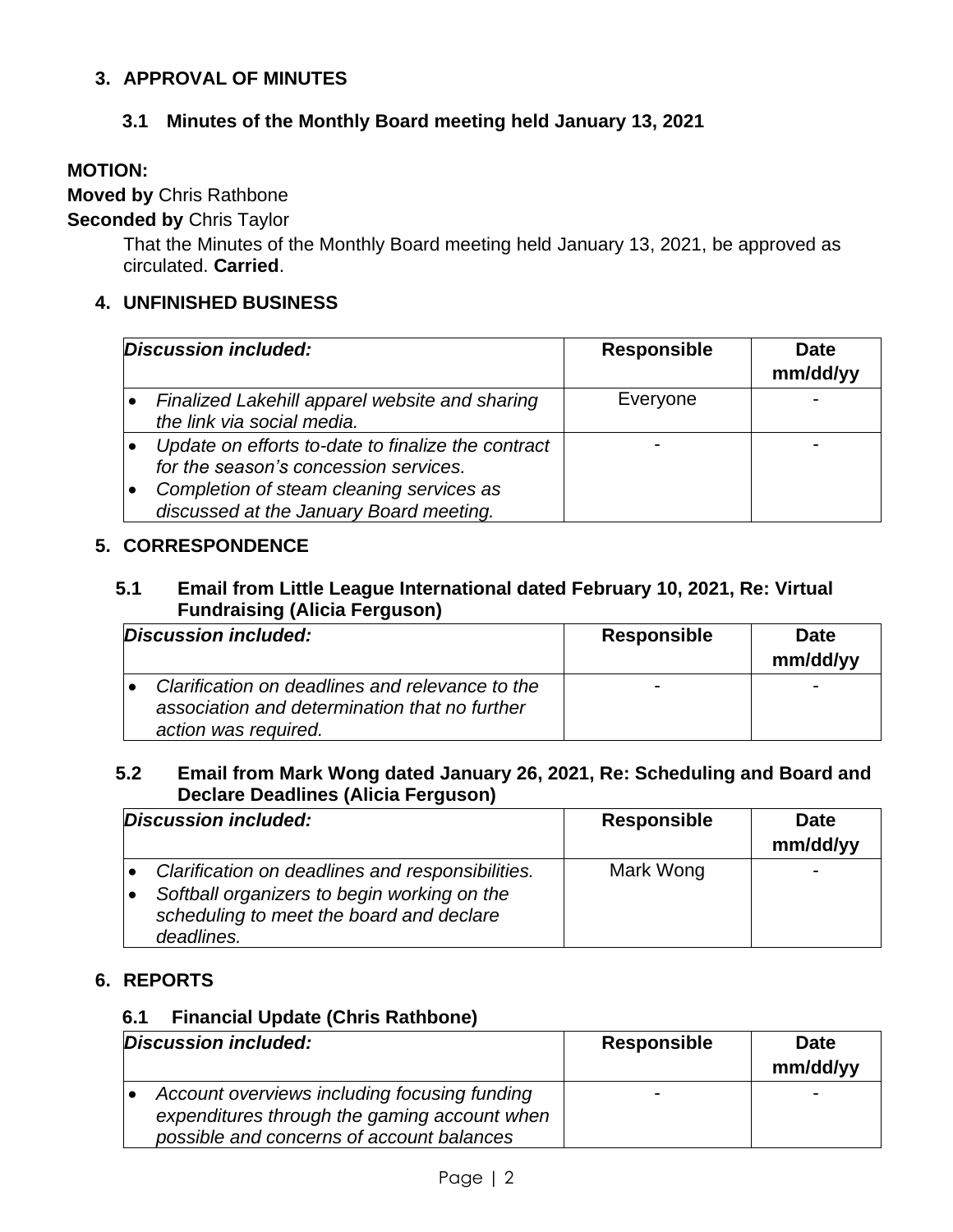## 3. APPROVAL OF MINUTES

### 3.1 Minutes of the Monthly Board meeting held January 13, 2021

**MOTION:**

**Moved by** Chris Rathbone

**Seconded by** Chris Taylor

That the Minutes of the Monthly Board meeting held January 13, 2021, be approved as circulated. **Carried**.

## 4. UNFINISHED BUSINESS

| ***Discussion included:*** | **Responsible** | **Date mm/dd/yy** |
|---|---|---|
| • *Finalized Lakehill apparel website and sharing the link via social media.* | Everyone | - |
| • *Update on efforts to-date to finalize the contract for the season's concession services.*<br>• *Completion of steam cleaning services as discussed at the January Board meeting.* | - | - |

## 5. CORRESPONDENCE

### 5.1 Email from Little League International dated February 10, 2021, Re: Virtual Fundraising (Alicia Ferguson)

| ***Discussion included:*** | **Responsible** | **Date mm/dd/yy** |
|---|---|---|
| • *Clarification on deadlines and relevance to the association and determination that no further action was required.* | - | - |

### 5.2 Email from Mark Wong dated January 26, 2021, Re: Scheduling and Board and Declare Deadlines (Alicia Ferguson)

| ***Discussion included:*** | **Responsible** | **Date mm/dd/yy** |
|---|---|---|
| • *Clarification on deadlines and responsibilities.*<br>• *Softball organizers to begin working on the scheduling to meet the board and declare deadlines.* | Mark Wong | - |

## 6. REPORTS

### 6.1 Financial Update (Chris Rathbone)

| ***Discussion included:*** | **Responsible** | **Date mm/dd/yy** |
|---|---|---|
| • *Account overviews including focusing funding expenditures through the gaming account when possible and concerns of account balances* | - | - |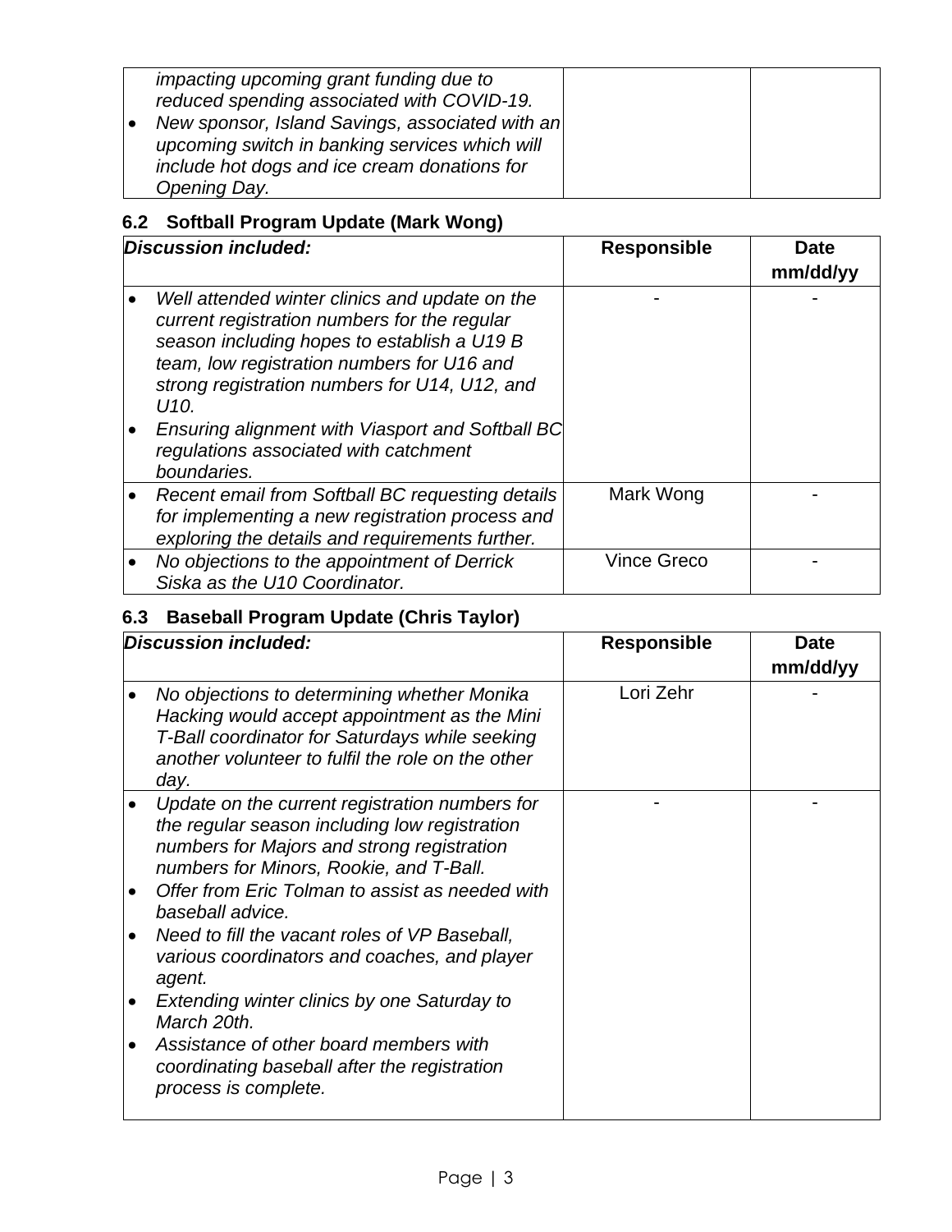| | | |
|---|---|---|
| • *impacting upcoming grant funding due to reduced spending associated with COVID-19.*<br>• *New sponsor, Island Savings, associated with an upcoming switch in banking services which will include hot dogs and ice cream donations for Opening Day.* | | |

### 6.2 Softball Program Update (Mark Wong)

| *Discussion included:* | Responsible | Date mm/dd/yy |
|---|---|---|
| • *Well attended winter clinics and update on the current registration numbers for the regular season including hopes to establish a U19 B team, low registration numbers for U16 and strong registration numbers for U14, U12, and U10.*<br>• *Ensuring alignment with Viasport and Softball BC regulations associated with catchment boundaries.* | - | - |
| • *Recent email from Softball BC requesting details for implementing a new registration process and exploring the details and requirements further.* | Mark Wong | - |
| • *No objections to the appointment of Derrick Siska as the U10 Coordinator.* | Vince Greco | - |

### 6.3 Baseball Program Update (Chris Taylor)

| *Discussion included:* | Responsible | Date mm/dd/yy |
|---|---|---|
| • *No objections to determining whether Monika Hacking would accept appointment as the Mini T-Ball coordinator for Saturdays while seeking another volunteer to fulfil the role on the other day.* | Lori Zehr | - |
| • *Update on the current registration numbers for the regular season including low registration numbers for Majors and strong registration numbers for Minors, Rookie, and T-Ball.*<br>• *Offer from Eric Tolman to assist as needed with baseball advice.*<br>• *Need to fill the vacant roles of VP Baseball, various coordinators and coaches, and player agent.*<br>• *Extending winter clinics by one Saturday to March 20th.*<br>• *Assistance of other board members with coordinating baseball after the registration process is complete.* | - | - |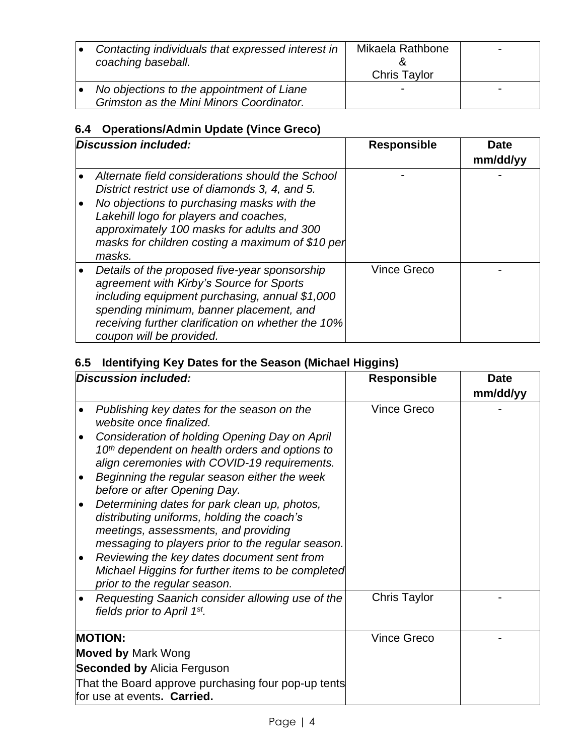| | | |
|---|---|---|
| • *Contacting individuals that expressed interest in coaching baseball.* | Mikaela Rathbone & Chris Taylor | - |
| • *No objections to the appointment of Liane Grimston as the Mini Minors Coordinator.* | - | - |

### 6.4 Operations/Admin Update (Vince Greco)

| ***Discussion included:*** | **Responsible** | **Date mm/dd/yy** |
|---|---|---|
| • *Alternate field considerations should the School District restrict use of diamonds 3, 4, and 5.*<br>• *No objections to purchasing masks with the Lakehill logo for players and coaches, approximately 100 masks for adults and 300 masks for children costing a maximum of $10 per masks.* | - | - |
| • *Details of the proposed five-year sponsorship agreement with Kirby's Source for Sports including equipment purchasing, annual $1,000 spending minimum, banner placement, and receiving further clarification on whether the 10% coupon will be provided.* | Vince Greco | - |

### 6.5 Identifying Key Dates for the Season (Michael Higgins)

| ***Discussion included:*** | **Responsible** | **Date mm/dd/yy** |
|---|---|---|
| • *Publishing key dates for the season on the website once finalized.*<br>• *Consideration of holding Opening Day on April 10th dependent on health orders and options to align ceremonies with COVID-19 requirements.*<br>• *Beginning the regular season either the week before or after Opening Day.*<br>• *Determining dates for park clean up, photos, distributing uniforms, holding the coach's meetings, assessments, and providing messaging to players prior to the regular season.*<br>• *Reviewing the key dates document sent from Michael Higgins for further items to be completed prior to the regular season.* | Vince Greco | - |
| • *Requesting Saanich consider allowing use of the fields prior to April 1st.* | Chris Taylor | - |
| **MOTION:**<br>**Moved by** Mark Wong<br>**Seconded by** Alicia Ferguson<br>That the Board approve purchasing four pop-up tents for use at events. **Carried.** | Vince Greco | - |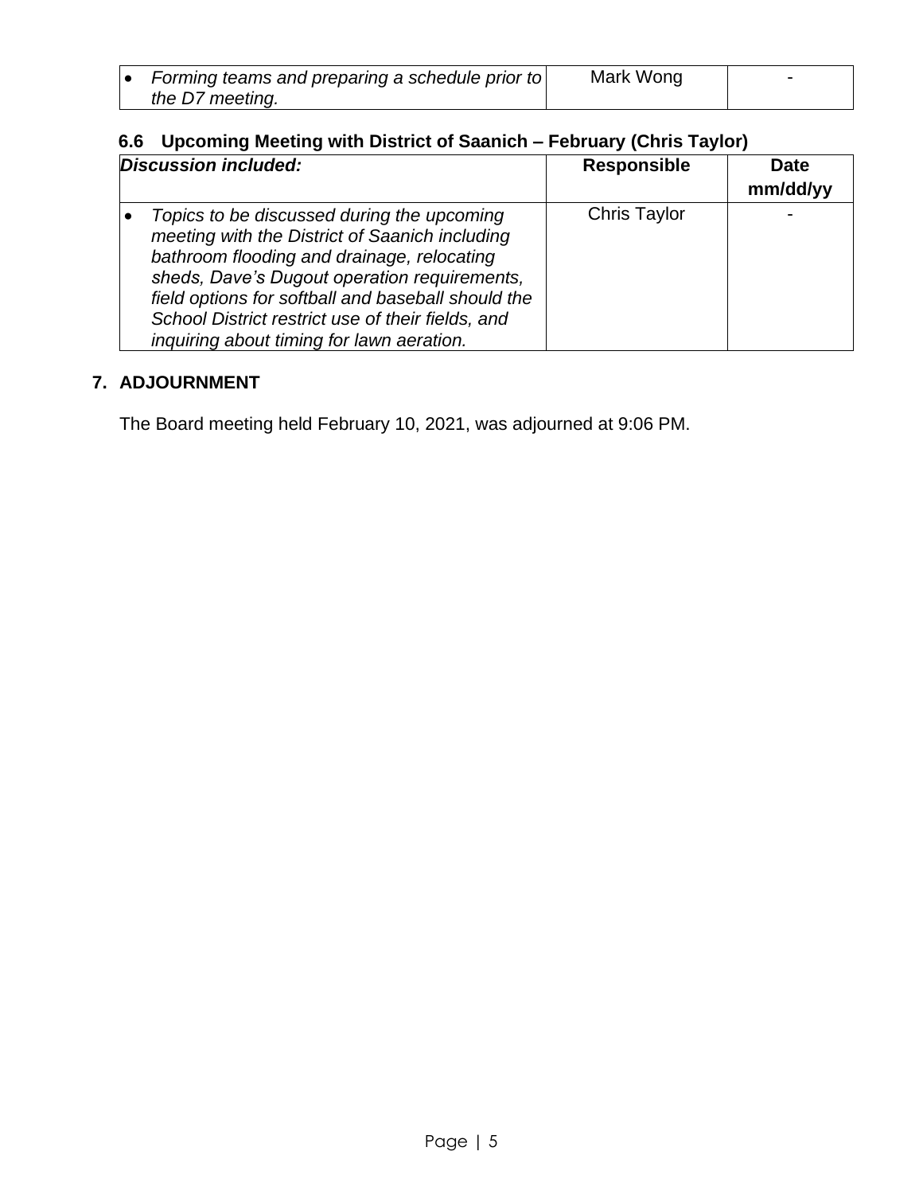| | | |
|---|---|---|
| • *Forming teams and preparing a schedule prior to the D7 meeting.* | Mark Wong | - |

### 6.6 Upcoming Meeting with District of Saanich – February (Chris Taylor)

| ***Discussion included:*** | **Responsible** | **Date mm/dd/yy** |
|---|---|---|
| • *Topics to be discussed during the upcoming meeting with the District of Saanich including bathroom flooding and drainage, relocating sheds, Dave's Dugout operation requirements, field options for softball and baseball should the School District restrict use of their fields, and inquiring about timing for lawn aeration.* | Chris Taylor | - |

## 7. ADJOURNMENT

The Board meeting held February 10, 2021, was adjourned at 9:06 PM.